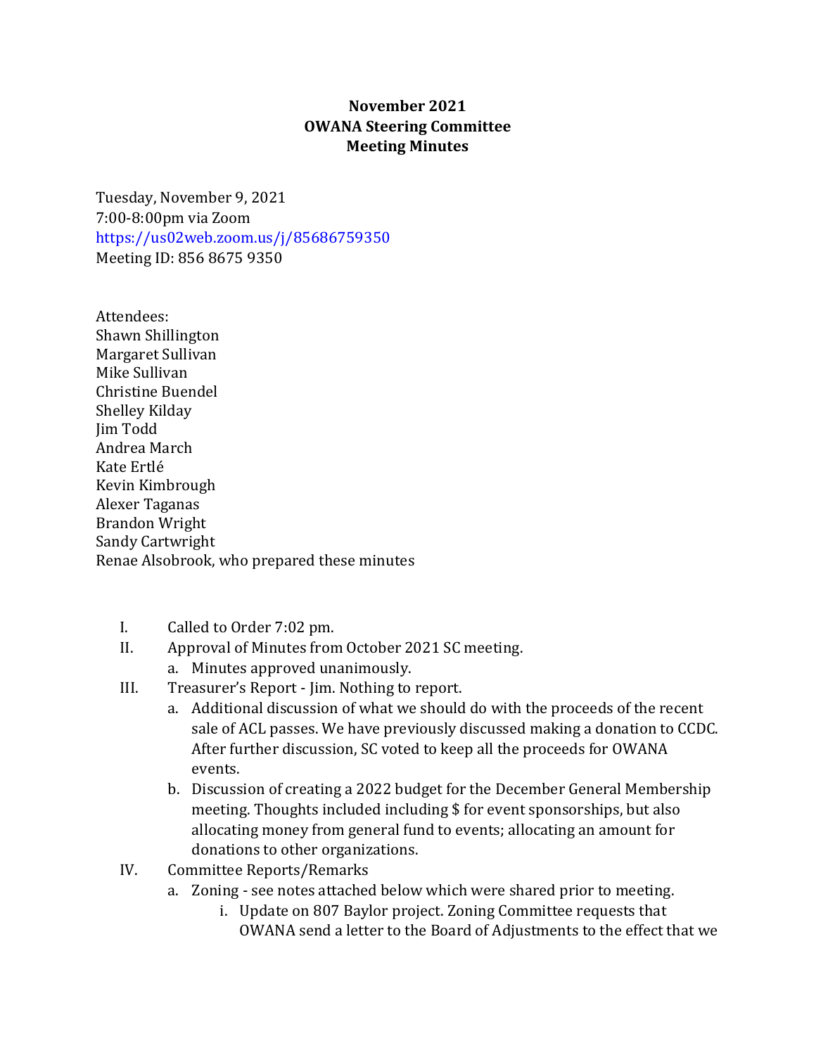**November 2021**
**OWANA Steering Committee**
**Meeting Minutes**

Tuesday, November 9, 2021
7:00-8:00pm via Zoom
https://us02web.zoom.us/j/85686759350
Meeting ID: 856 8675 9350

Attendees:
Shawn Shillington
Margaret Sullivan
Mike Sullivan
Christine Buendel
Shelley Kilday
Jim Todd
Andrea March
Kate Ertlé
Kevin Kimbrough
Alexer Taganas
Brandon Wright
Sandy Cartwright
Renae Alsobrook, who prepared these minutes

I. Called to Order 7:02 pm.
II. Approval of Minutes from October 2021 SC meeting.
   a. Minutes approved unanimously.
III. Treasurer's Report - Jim. Nothing to report.
   a. Additional discussion of what we should do with the proceeds of the recent sale of ACL passes. We have previously discussed making a donation to CCDC. After further discussion, SC voted to keep all the proceeds for OWANA events.
   b. Discussion of creating a 2022 budget for the December General Membership meeting. Thoughts included including $ for event sponsorships, but also allocating money from general fund to events; allocating an amount for donations to other organizations.
IV. Committee Reports/Remarks
   a. Zoning - see notes attached below which were shared prior to meeting.
      i. Update on 807 Baylor project. Zoning Committee requests that OWANA send a letter to the Board of Adjustments to the effect that we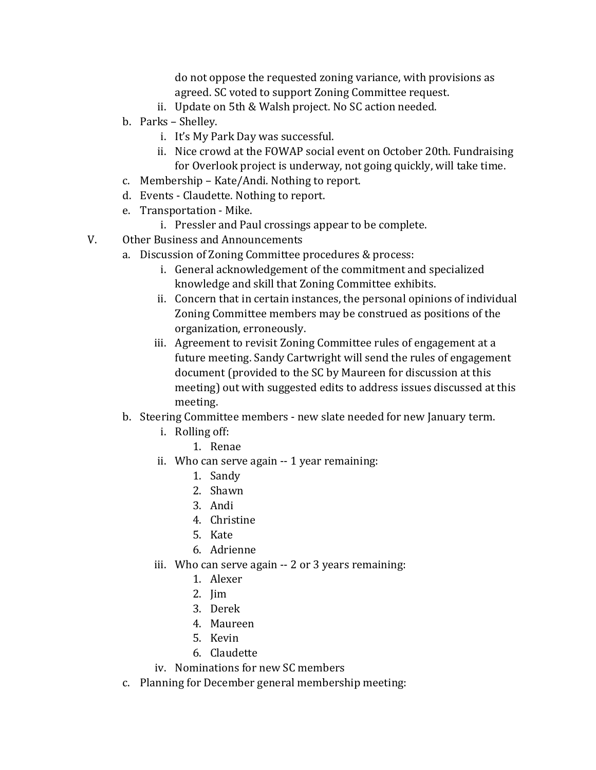do not oppose the requested zoning variance, with provisions as agreed. SC voted to support Zoning Committee request.

ii. Update on 5th & Walsh project. No SC action needed.

b. Parks – Shelley.
   i. It's My Park Day was successful.
   ii. Nice crowd at the FOWAP social event on October 20th. Fundraising for Overlook project is underway, not going quickly, will take time.

c. Membership – Kate/Andi. Nothing to report.

d. Events - Claudette. Nothing to report.

e. Transportation - Mike.
   i. Pressler and Paul crossings appear to be complete.

V. Other Business and Announcements

a. Discussion of Zoning Committee procedures & process:
   i. General acknowledgement of the commitment and specialized knowledge and skill that Zoning Committee exhibits.
   ii. Concern that in certain instances, the personal opinions of individual Zoning Committee members may be construed as positions of the organization, erroneously.
   iii. Agreement to revisit Zoning Committee rules of engagement at a future meeting. Sandy Cartwright will send the rules of engagement document (provided to the SC by Maureen for discussion at this meeting) out with suggested edits to address issues discussed at this meeting.

b. Steering Committee members - new slate needed for new January term.
   i. Rolling off:
      1. Renae
   ii. Who can serve again -- 1 year remaining:
      1. Sandy
      2. Shawn
      3. Andi
      4. Christine
      5. Kate
      6. Adrienne
   iii. Who can serve again -- 2 or 3 years remaining:
      1. Alexer
      2. Jim
      3. Derek
      4. Maureen
      5. Kevin
      6. Claudette
   iv. Nominations for new SC members

c. Planning for December general membership meeting: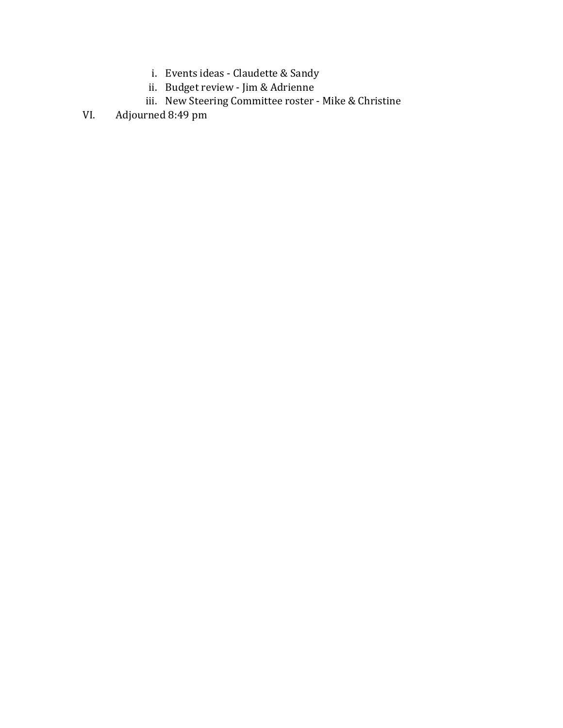i. Events ideas - Claudette & Sandy
  ii. Budget review - Jim & Adrienne
  iii. New Steering Committee roster - Mike & Christine

VI. Adjourned 8:49 pm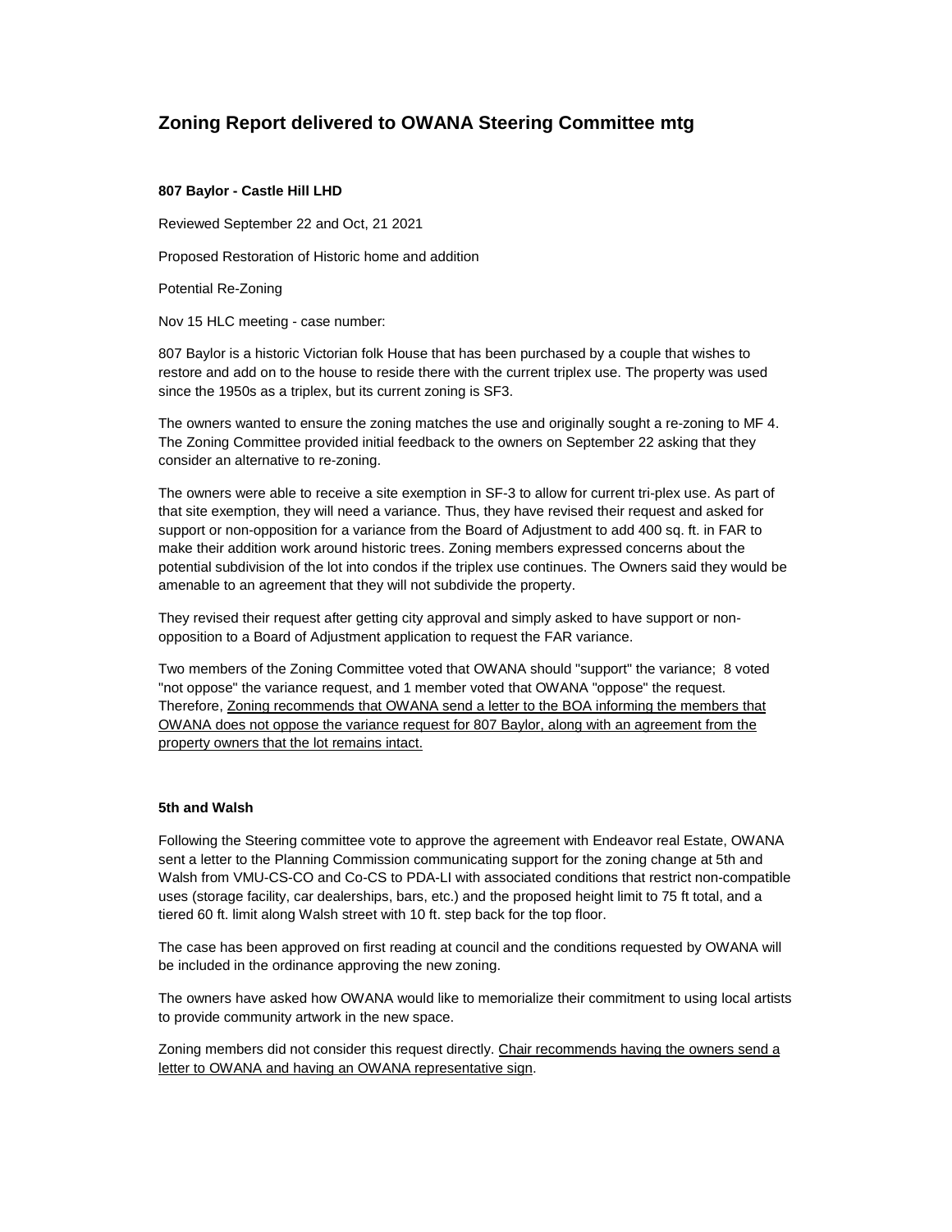# Zoning Report delivered to OWANA Steering Committee mtg

**807 Baylor - Castle Hill LHD**

Reviewed September 22 and Oct, 21 2021

Proposed Restoration of Historic home and addition

Potential Re-Zoning

Nov 15 HLC meeting - case number:

807 Baylor is a historic Victorian folk House that has been purchased by a couple that wishes to restore and add on to the house to reside there with the current triplex use. The property was used since the 1950s as a triplex, but its current zoning is SF3.

The owners wanted to ensure the zoning matches the use and originally sought a re-zoning to MF 4. The Zoning Committee provided initial feedback to the owners on September 22 asking that they consider an alternative to re-zoning.

The owners were able to receive a site exemption in SF-3 to allow for current tri-plex use. As part of that site exemption, they will need a variance. Thus, they have revised their request and asked for support or non-opposition for a variance from the Board of Adjustment to add 400 sq. ft. in FAR to make their addition work around historic trees. Zoning members expressed concerns about the potential subdivision of the lot into condos if the triplex use continues. The Owners said they would be amenable to an agreement that they will not subdivide the property.

They revised their request after getting city approval and simply asked to have support or non-opposition to a Board of Adjustment application to request the FAR variance.

Two members of the Zoning Committee voted that OWANA should "support" the variance; 8 voted "not oppose" the variance request, and 1 member voted that OWANA "oppose" the request. Therefore, <u>Zoning recommends that OWANA send a letter to the BOA informing the members that OWANA does not oppose the variance request for 807 Baylor, along with an agreement from the property owners that the lot remains intact.</u>

**5th and Walsh**

Following the Steering committee vote to approve the agreement with Endeavor real Estate, OWANA sent a letter to the Planning Commission communicating support for the zoning change at 5th and Walsh from VMU-CS-CO and Co-CS to PDA-LI with associated conditions that restrict non-compatible uses (storage facility, car dealerships, bars, etc.) and the proposed height limit to 75 ft total, and a tiered 60 ft. limit along Walsh street with 10 ft. step back for the top floor.

The case has been approved on first reading at council and the conditions requested by OWANA will be included in the ordinance approving the new zoning.

The owners have asked how OWANA would like to memorialize their commitment to using local artists to provide community artwork in the new space.

Zoning members did not consider this request directly. <u>Chair recommends having the owners send a letter to OWANA and having an OWANA representative sign</u>.